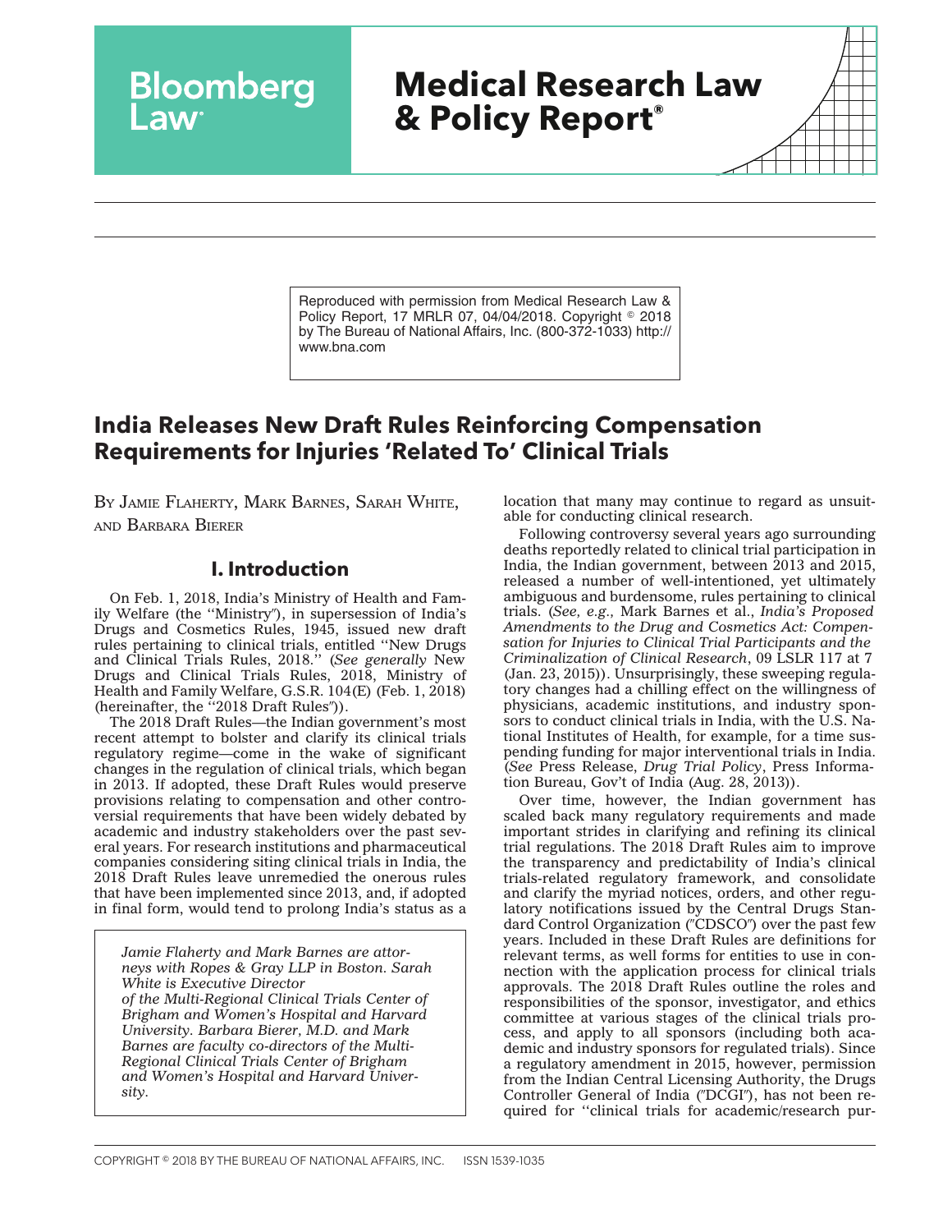# Medical Research Law & Policy Report®

Reproduced with permission from Medical Research Law & Policy Report, 17 MRLR 07, 04/04/2018. Copyright © 2018 by The Bureau of National Affairs, Inc. (800-372-1033) http://www.bna.com

## India Releases New Draft Rules Reinforcing Compensation Requirements for Injuries 'Related To' Clinical Trials

By Jamie Flaherty, Mark Barnes, Sarah White, and Barbara Bierer

### I. Introduction

On Feb. 1, 2018, India's Ministry of Health and Family Welfare (the ''Ministry''), in supersession of India's Drugs and Cosmetics Rules, 1945, issued new draft rules pertaining to clinical trials, entitled ''New Drugs and Clinical Trials Rules, 2018.'' (*See generally* New Drugs and Clinical Trials Rules, 2018, Ministry of Health and Family Welfare, G.S.R. 104(E) (Feb. 1, 2018) (hereinafter, the ''2018 Draft Rules'')).

The 2018 Draft Rules—the Indian government's most recent attempt to bolster and clarify its clinical trials regulatory regime—come in the wake of significant changes in the regulation of clinical trials, which began in 2013. If adopted, these Draft Rules would preserve provisions relating to compensation and other controversial requirements that have been widely debated by academic and industry stakeholders over the past several years. For research institutions and pharmaceutical companies considering siting clinical trials in India, the 2018 Draft Rules leave unremedied the onerous rules that have been implemented since 2013, and, if adopted in final form, would tend to prolong India's status as a location that many may continue to regard as unsuitable for conducting clinical research.

*Jamie Flaherty and Mark Barnes are attorneys with Ropes & Gray LLP in Boston. Sarah White is Executive Director of the Multi-Regional Clinical Trials Center of Brigham and Women's Hospital and Harvard University. Barbara Bierer, M.D. and Mark Barnes are faculty co-directors of the Multi-Regional Clinical Trials Center of Brigham and Women's Hospital and Harvard University.*

Following controversy several years ago surrounding deaths reportedly related to clinical trial participation in India, the Indian government, between 2013 and 2015, released a number of well-intentioned, yet ultimately ambiguous and burdensome, rules pertaining to clinical trials. (*See, e.g.,* Mark Barnes et al., *India's Proposed Amendments to the Drug and Cosmetics Act: Compensation for Injuries to Clinical Trial Participants and the Criminalization of Clinical Research*, 09 LSLR 117 at 7 (Jan. 23, 2015)). Unsurprisingly, these sweeping regulatory changes had a chilling effect on the willingness of physicians, academic institutions, and industry sponsors to conduct clinical trials in India, with the U.S. National Institutes of Health, for example, for a time suspending funding for major interventional trials in India. (*See* Press Release, *Drug Trial Policy*, Press Information Bureau, Gov't of India (Aug. 28, 2013)).

Over time, however, the Indian government has scaled back many regulatory requirements and made important strides in clarifying and refining its clinical trial regulations. The 2018 Draft Rules aim to improve the transparency and predictability of India's clinical trials-related regulatory framework, and consolidate and clarify the myriad notices, orders, and other regulatory notifications issued by the Central Drugs Standard Control Organization (''CDSCO'') over the past few years. Included in these Draft Rules are definitions for relevant terms, as well forms for entities to use in connection with the application process for clinical trials approvals. The 2018 Draft Rules outline the roles and responsibilities of the sponsor, investigator, and ethics committee at various stages of the clinical trials process, and apply to all sponsors (including both academic and industry sponsors for regulated trials). Since a regulatory amendment in 2015, however, permission from the Indian Central Licensing Authority, the Drugs Controller General of India (''DCGI''), has not been required for ''clinical trials for academic/research pur-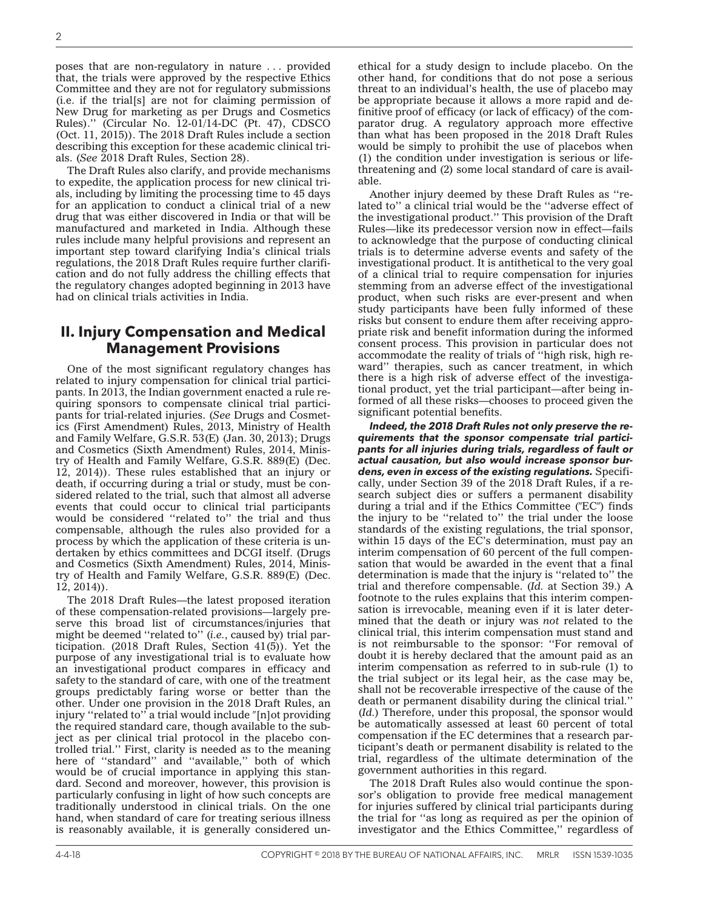poses that are non-regulatory in nature . . . provided that, the trials were approved by the respective Ethics Committee and they are not for regulatory submissions (i.e. if the trial[s] are not for claiming permission of New Drug for marketing as per Drugs and Cosmetics Rules).'' (Circular No. 12-01/14-DC (Pt. 47), CDSCO (Oct. 11, 2015)). The 2018 Draft Rules include a section describing this exception for these academic clinical trials. (*See* 2018 Draft Rules, Section 28).

The Draft Rules also clarify, and provide mechanisms to expedite, the application process for new clinical trials, including by limiting the processing time to 45 days for an application to conduct a clinical trial of a new drug that was either discovered in India or that will be manufactured and marketed in India. Although these rules include many helpful provisions and represent an important step toward clarifying India's clinical trials regulations, the 2018 Draft Rules require further clarification and do not fully address the chilling effects that the regulatory changes adopted beginning in 2013 have had on clinical trials activities in India.

## II. Injury Compensation and Medical Management Provisions

One of the most significant regulatory changes has related to injury compensation for clinical trial participants. In 2013, the Indian government enacted a rule requiring sponsors to compensate clinical trial participants for trial-related injuries. (*See* Drugs and Cosmetics (First Amendment) Rules, 2013, Ministry of Health and Family Welfare, G.S.R. 53(E) (Jan. 30, 2013); Drugs and Cosmetics (Sixth Amendment) Rules, 2014, Ministry of Health and Family Welfare, G.S.R. 889(E) (Dec. 12, 2014)). These rules established that an injury or death, if occurring during a trial or study, must be considered related to the trial, such that almost all adverse events that could occur to clinical trial participants would be considered ''related to'' the trial and thus compensable, although the rules also provided for a process by which the application of these criteria is undertaken by ethics committees and DCGI itself. (Drugs and Cosmetics (Sixth Amendment) Rules, 2014, Ministry of Health and Family Welfare, G.S.R. 889(E) (Dec. 12, 2014)).

The 2018 Draft Rules—the latest proposed iteration of these compensation-related provisions—largely preserve this broad list of circumstances/injuries that might be deemed ''related to'' (*i.e.*, caused by) trial participation. (2018 Draft Rules, Section 41(5)). Yet the purpose of any investigational trial is to evaluate how an investigational product compares in efficacy and safety to the standard of care, with one of the treatment groups predictably faring worse or better than the other. Under one provision in the 2018 Draft Rules, an injury ''related to'' a trial would include "[n]ot providing the required standard care, though available to the subject as per clinical trial protocol in the placebo controlled trial.'' First, clarity is needed as to the meaning here of ''standard'' and ''available,'' both of which would be of crucial importance in applying this standard. Second and moreover, however, this provision is particularly confusing in light of how such concepts are traditionally understood in clinical trials. On the one hand, when standard of care for treating serious illness is reasonably available, it is generally considered unethical for a study design to include placebo. On the other hand, for conditions that do not pose a serious threat to an individual's health, the use of placebo may be appropriate because it allows a more rapid and definitive proof of efficacy (or lack of efficacy) of the comparator drug. A regulatory approach more effective than what has been proposed in the 2018 Draft Rules would be simply to prohibit the use of placebos when (1) the condition under investigation is serious or life-threatening and (2) some local standard of care is available.

Another injury deemed by these Draft Rules as ''related to'' a clinical trial would be the ''adverse effect of the investigational product.'' This provision of the Draft Rules—like its predecessor version now in effect—fails to acknowledge that the purpose of conducting clinical trials is to determine adverse events and safety of the investigational product. It is antithetical to the very goal of a clinical trial to require compensation for injuries stemming from an adverse effect of the investigational product, when such risks are ever-present and when study participants have been fully informed of these risks but consent to endure them after receiving appropriate risk and benefit information during the informed consent process. This provision in particular does not accommodate the reality of trials of ''high risk, high reward'' therapies, such as cancer treatment, in which there is a high risk of adverse effect of the investigational product, yet the trial participant—after being informed of all these risks—chooses to proceed given the significant potential benefits.

***Indeed, the 2018 Draft Rules not only preserve the requirements that the sponsor compensate trial participants for all injuries during trials, regardless of fault or actual causation, but also would increase sponsor burdens, even in excess of the existing regulations.*** Specifically, under Section 39 of the 2018 Draft Rules, if a research subject dies or suffers a permanent disability during a trial and if the Ethics Committee ("EC") finds the injury to be ''related to'' the trial under the loose standards of the existing regulations, the trial sponsor, within 15 days of the EC's determination, must pay an interim compensation of 60 percent of the full compensation that would be awarded in the event that a final determination is made that the injury is ''related to'' the trial and therefore compensable. (*Id.* at Section 39.) A footnote to the rules explains that this interim compensation is irrevocable, meaning even if it is later determined that the death or injury was *not* related to the clinical trial, this interim compensation must stand and is not reimbursable to the sponsor: ''For removal of doubt it is hereby declared that the amount paid as an interim compensation as referred to in sub-rule (1) to the trial subject or its legal heir, as the case may be, shall not be recoverable irrespective of the cause of the death or permanent disability during the clinical trial.'' (*Id.*) Therefore, under this proposal, the sponsor would be automatically assessed at least 60 percent of total compensation if the EC determines that a research participant's death or permanent disability is related to the trial, regardless of the ultimate determination of the government authorities in this regard.

The 2018 Draft Rules also would continue the sponsor's obligation to provide free medical management for injuries suffered by clinical trial participants during the trial for ''as long as required as per the opinion of investigator and the Ethics Committee,'' regardless of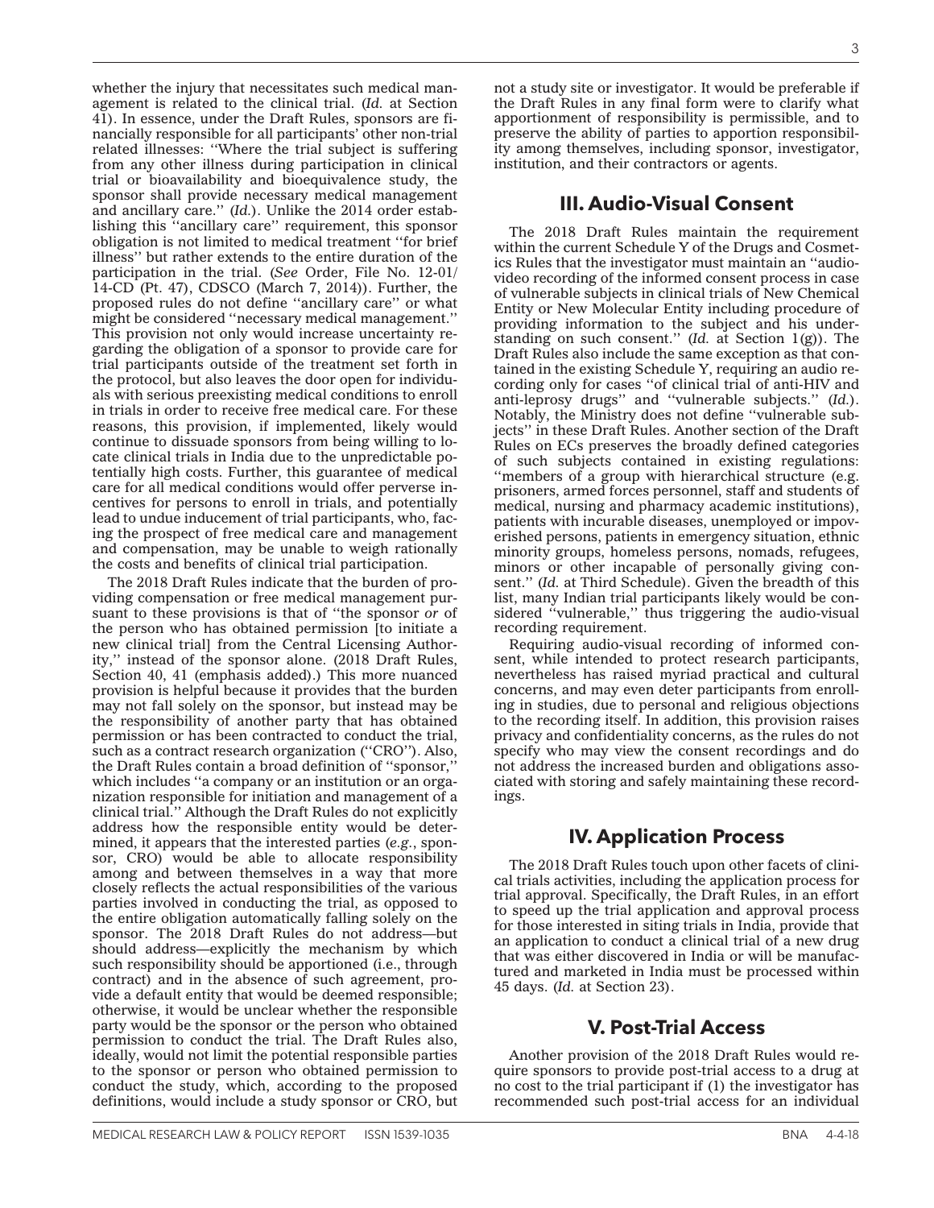whether the injury that necessitates such medical management is related to the clinical trial. (*Id.* at Section 41). In essence, under the Draft Rules, sponsors are financially responsible for all participants' other non-trial related illnesses: ''Where the trial subject is suffering from any other illness during participation in clinical trial or bioavailability and bioequivalence study, the sponsor shall provide necessary medical management and ancillary care.'' (*Id.*). Unlike the 2014 order establishing this ''ancillary care'' requirement, this sponsor obligation is not limited to medical treatment ''for brief illness'' but rather extends to the entire duration of the participation in the trial. (*See* Order, File No. 12-01/14-CD (Pt. 47), CDSCO (March 7, 2014)). Further, the proposed rules do not define ''ancillary care'' or what might be considered ''necessary medical management.'' This provision not only would increase uncertainty regarding the obligation of a sponsor to provide care for trial participants outside of the treatment set forth in the protocol, but also leaves the door open for individuals with serious preexisting medical conditions to enroll in trials in order to receive free medical care. For these reasons, this provision, if implemented, likely would continue to dissuade sponsors from being willing to locate clinical trials in India due to the unpredictable potentially high costs. Further, this guarantee of medical care for all medical conditions would offer perverse incentives for persons to enroll in trials, and potentially lead to undue inducement of trial participants, who, facing the prospect of free medical care and management and compensation, may be unable to weigh rationally the costs and benefits of clinical trial participation.

The 2018 Draft Rules indicate that the burden of providing compensation or free medical management pursuant to these provisions is that of ''the sponsor *or* of the person who has obtained permission [to initiate a new clinical trial] from the Central Licensing Authority,'' instead of the sponsor alone. (2018 Draft Rules, Section 40, 41 (emphasis added).) This more nuanced provision is helpful because it provides that the burden may not fall solely on the sponsor, but instead may be the responsibility of another party that has obtained permission or has been contracted to conduct the trial, such as a contract research organization (''CRO''). Also, the Draft Rules contain a broad definition of ''sponsor,'' which includes ''a company or an institution or an organization responsible for initiation and management of a clinical trial.'' Although the Draft Rules do not explicitly address how the responsible entity would be determined, it appears that the interested parties (*e.g.*, sponsor, CRO) would be able to allocate responsibility among and between themselves in a way that more closely reflects the actual responsibilities of the various parties involved in conducting the trial, as opposed to the entire obligation automatically falling solely on the sponsor. The 2018 Draft Rules do not address—but should address—explicitly the mechanism by which such responsibility should be apportioned (i.e., through contract) and in the absence of such agreement, provide a default entity that would be deemed responsible; otherwise, it would be unclear whether the responsible party would be the sponsor or the person who obtained permission to conduct the trial. The Draft Rules also, ideally, would not limit the potential responsible parties to the sponsor or person who obtained permission to conduct the study, which, according to the proposed definitions, would include a study sponsor or CRO, but not a study site or investigator. It would be preferable if the Draft Rules in any final form were to clarify what apportionment of responsibility is permissible, and to preserve the ability of parties to apportion responsibility among themselves, including sponsor, investigator, institution, and their contractors or agents.

## III. Audio-Visual Consent

The 2018 Draft Rules maintain the requirement within the current Schedule Y of the Drugs and Cosmetics Rules that the investigator must maintain an ''audio-video recording of the informed consent process in case of vulnerable subjects in clinical trials of New Chemical Entity or New Molecular Entity including procedure of providing information to the subject and his understanding on such consent.'' (*Id.* at Section 1(g)). The Draft Rules also include the same exception as that contained in the existing Schedule Y, requiring an audio recording only for cases ''of clinical trial of anti-HIV and anti-leprosy drugs'' and ''vulnerable subjects.'' (*Id.*). Notably, the Ministry does not define ''vulnerable subjects'' in these Draft Rules. Another section of the Draft Rules on ECs preserves the broadly defined categories of such subjects contained in existing regulations: ''members of a group with hierarchical structure (e.g. prisoners, armed forces personnel, staff and students of medical, nursing and pharmacy academic institutions), patients with incurable diseases, unemployed or impoverished persons, patients in emergency situation, ethnic minority groups, homeless persons, nomads, refugees, minors or other incapable of personally giving consent.'' (*Id.* at Third Schedule). Given the breadth of this list, many Indian trial participants likely would be considered ''vulnerable,'' thus triggering the audio-visual recording requirement.

Requiring audio-visual recording of informed consent, while intended to protect research participants, nevertheless has raised myriad practical and cultural concerns, and may even deter participants from enrolling in studies, due to personal and religious objections to the recording itself. In addition, this provision raises privacy and confidentiality concerns, as the rules do not specify who may view the consent recordings and do not address the increased burden and obligations associated with storing and safely maintaining these recordings.

## IV. Application Process

The 2018 Draft Rules touch upon other facets of clinical trials activities, including the application process for trial approval. Specifically, the Draft Rules, in an effort to speed up the trial application and approval process for those interested in siting trials in India, provide that an application to conduct a clinical trial of a new drug that was either discovered in India or will be manufactured and marketed in India must be processed within 45 days. (*Id.* at Section 23).

## V. Post-Trial Access

Another provision of the 2018 Draft Rules would require sponsors to provide post-trial access to a drug at no cost to the trial participant if (1) the investigator has recommended such post-trial access for an individual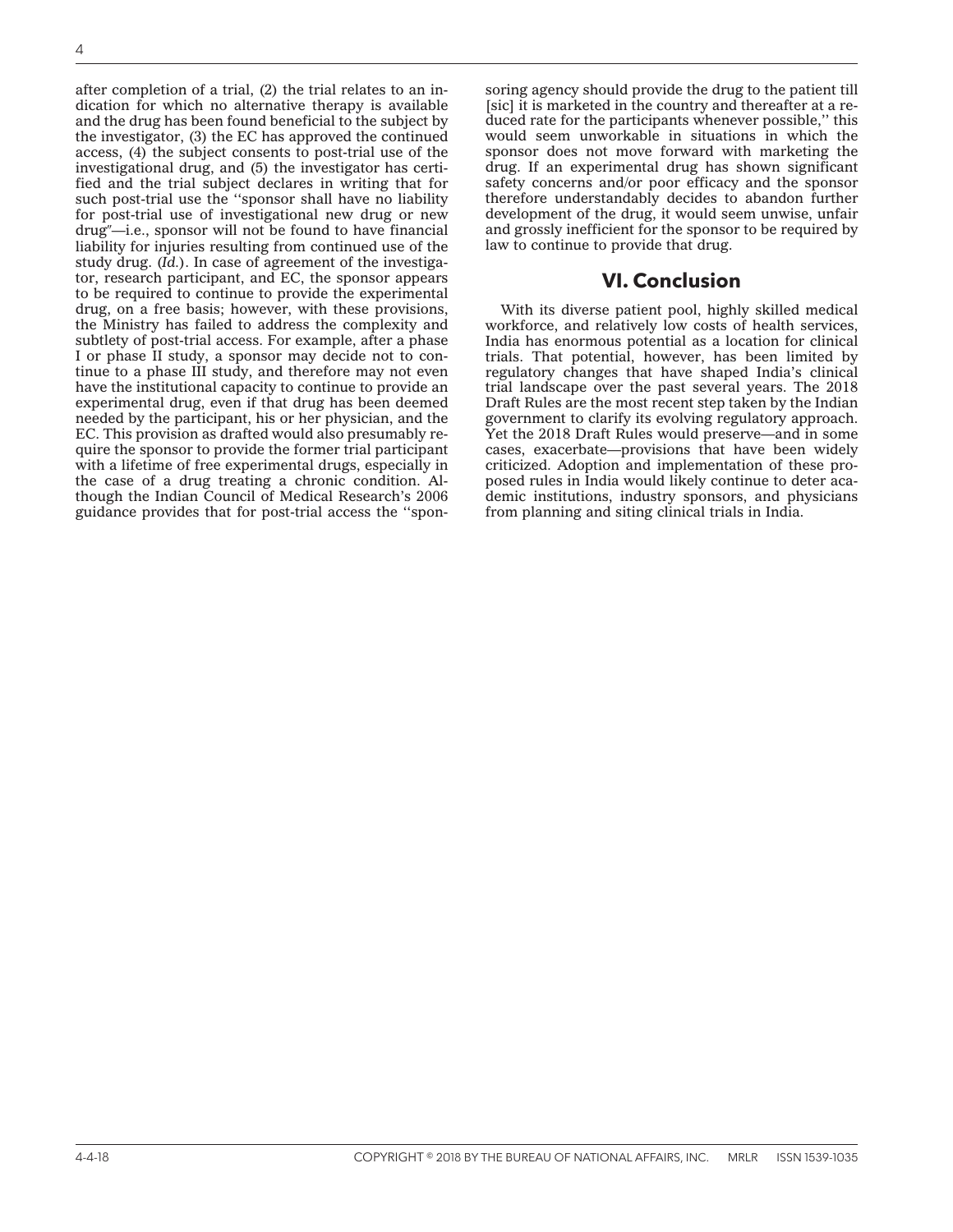after completion of a trial, (2) the trial relates to an indication for which no alternative therapy is available and the drug has been found beneficial to the subject by the investigator, (3) the EC has approved the continued access, (4) the subject consents to post-trial use of the investigational drug, and (5) the investigator has certified and the trial subject declares in writing that for such post-trial use the ''sponsor shall have no liability for post-trial use of investigational new drug or new drug''—i.e., sponsor will not be found to have financial liability for injuries resulting from continued use of the study drug. (*Id.*). In case of agreement of the investigator, research participant, and EC, the sponsor appears to be required to continue to provide the experimental drug, on a free basis; however, with these provisions, the Ministry has failed to address the complexity and subtlety of post-trial access. For example, after a phase I or phase II study, a sponsor may decide not to continue to a phase III study, and therefore may not even have the institutional capacity to continue to provide an experimental drug, even if that drug has been deemed needed by the participant, his or her physician, and the EC. This provision as drafted would also presumably require the sponsor to provide the former trial participant with a lifetime of free experimental drugs, especially in the case of a drug treating a chronic condition. Although the Indian Council of Medical Research's 2006 guidance provides that for post-trial access the ''sponsoring agency should provide the drug to the patient till [sic] it is marketed in the country and thereafter at a reduced rate for the participants whenever possible,'' this would seem unworkable in situations in which the sponsor does not move forward with marketing the drug. If an experimental drug has shown significant safety concerns and/or poor efficacy and the sponsor therefore understandably decides to abandon further development of the drug, it would seem unwise, unfair and grossly inefficient for the sponsor to be required by law to continue to provide that drug.

## VI. Conclusion

With its diverse patient pool, highly skilled medical workforce, and relatively low costs of health services, India has enormous potential as a location for clinical trials. That potential, however, has been limited by regulatory changes that have shaped India's clinical trial landscape over the past several years. The 2018 Draft Rules are the most recent step taken by the Indian government to clarify its evolving regulatory approach. Yet the 2018 Draft Rules would preserve—and in some cases, exacerbate—provisions that have been widely criticized. Adoption and implementation of these proposed rules in India would likely continue to deter academic institutions, industry sponsors, and physicians from planning and siting clinical trials in India.